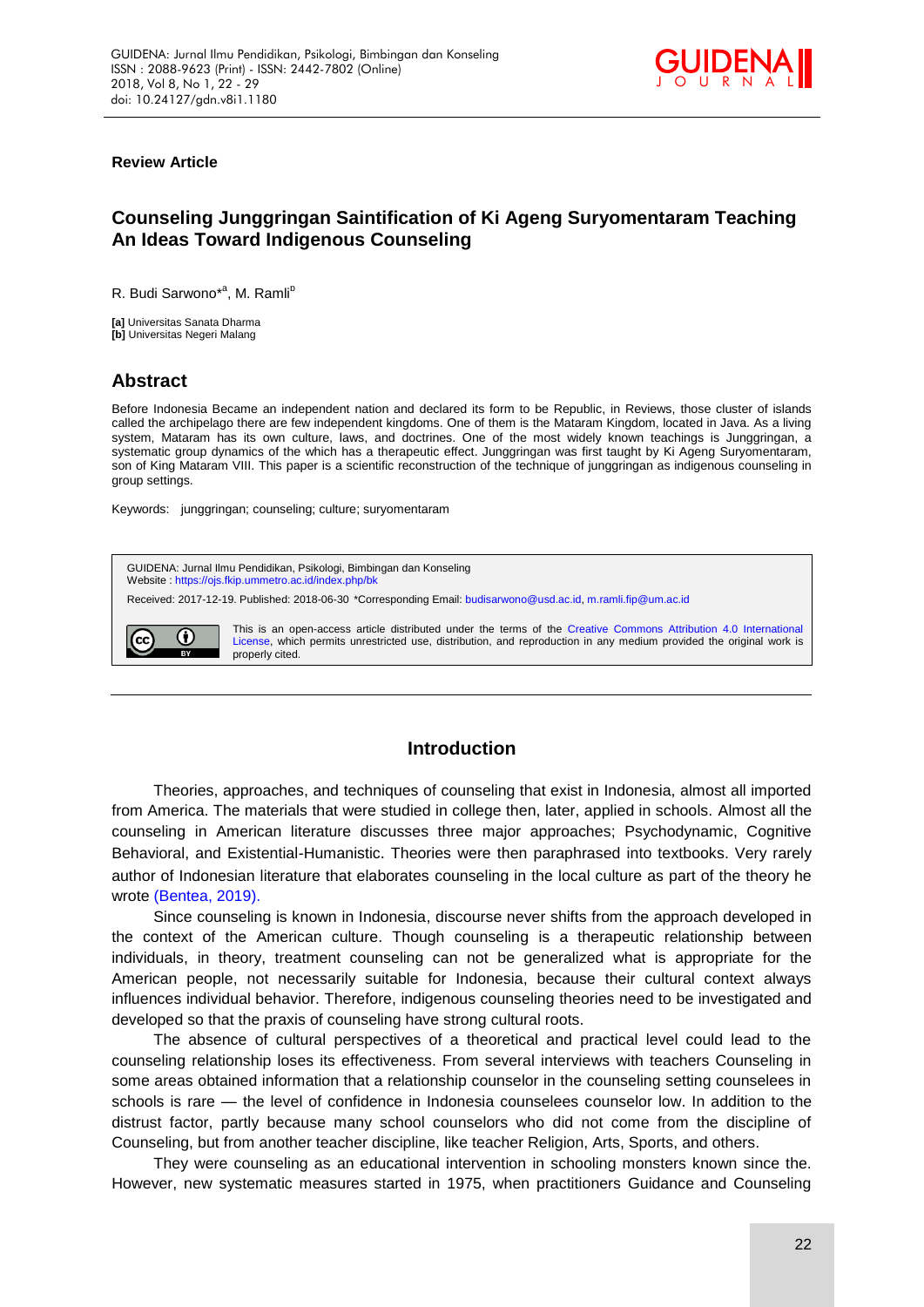**Review Article**

# Counseling Junggringan Saintification of Ki Ageng Suryomentaram Teaching An Ideas Toward Indigenous Counseling

R. Budi Sarwono*[a], M. Ramli[b]

**[a]** Universitas Sanata Dharma
**[b]** Universitas Negeri Malang

## Abstract

Before Indonesia Became an independent nation and declared its form to be Republic, in Reviews, those cluster of islands called the archipelago there are few independent kingdoms. One of them is the Mataram Kingdom, located in Java. As a living system, Mataram has its own culture, laws, and doctrines. One of the most widely known teachings is Junggringan, a systematic group dynamics of the which has a therapeutic effect. Junggringan was first taught by Ki Ageng Suryomentaram, son of King Mataram VIII. This paper is a scientific reconstruction of the technique of junggringan as indigenous counseling in group settings.

Keywords: junggringan; counseling; culture; suryomentaram

GUIDENA: Jurnal Ilmu Pendidikan, Psikologi, Bimbingan dan Konseling
Website : https://ojs.fkip.ummetro.ac.id/index.php/bk

Received: 2017-12-19. Published: 2018-06-30 *Corresponding Email: budisarwono@usd.ac.id, m.ramli.fip@um.ac.id

This is an open-access article distributed under the terms of the Creative Commons Attribution 4.0 International License, which permits unrestricted use, distribution, and reproduction in any medium provided the original work is properly cited.

## Introduction

Theories, approaches, and techniques of counseling that exist in Indonesia, almost all imported from America. The materials that were studied in college then, later, applied in schools. Almost all the counseling in American literature discusses three major approaches; Psychodynamic, Cognitive Behavioral, and Existential-Humanistic. Theories were then paraphrased into textbooks. Very rarely author of Indonesian literature that elaborates counseling in the local culture as part of the theory he wrote (Bentea, 2019).

Since counseling is known in Indonesia, discourse never shifts from the approach developed in the context of the American culture. Though counseling is a therapeutic relationship between individuals, in theory, treatment counseling can not be generalized what is appropriate for the American people, not necessarily suitable for Indonesia, because their cultural context always influences individual behavior. Therefore, indigenous counseling theories need to be investigated and developed so that the praxis of counseling have strong cultural roots.

The absence of cultural perspectives of a theoretical and practical level could lead to the counseling relationship loses its effectiveness. From several interviews with teachers Counseling in some areas obtained information that a relationship counselor in the counseling setting counselees in schools is rare — the level of confidence in Indonesia counselees counselor low. In addition to the distrust factor, partly because many school counselors who did not come from the discipline of Counseling, but from another teacher discipline, like teacher Religion, Arts, Sports, and others.

They were counseling as an educational intervention in schooling monsters known since the. However, new systematic measures started in 1975, when practitioners Guidance and Counseling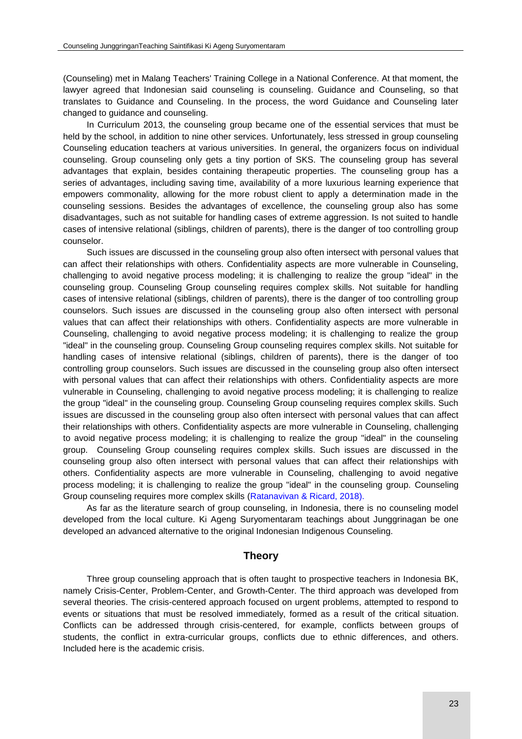(Counseling) met in Malang Teachers' Training College in a National Conference. At that moment, the lawyer agreed that Indonesian said counseling is counseling. Guidance and Counseling, so that translates to Guidance and Counseling. In the process, the word Guidance and Counseling later changed to guidance and counseling.

In Curriculum 2013, the counseling group became one of the essential services that must be held by the school, in addition to nine other services. Unfortunately, less stressed in group counseling Counseling education teachers at various universities. In general, the organizers focus on individual counseling. Group counseling only gets a tiny portion of SKS. The counseling group has several advantages that explain, besides containing therapeutic properties. The counseling group has a series of advantages, including saving time, availability of a more luxurious learning experience that empowers commonality, allowing for the more robust client to apply a determination made in the counseling sessions. Besides the advantages of excellence, the counseling group also has some disadvantages, such as not suitable for handling cases of extreme aggression. Is not suited to handle cases of intensive relational (siblings, children of parents), there is the danger of too controlling group counselor.

Such issues are discussed in the counseling group also often intersect with personal values that can affect their relationships with others. Confidentiality aspects are more vulnerable in Counseling, challenging to avoid negative process modeling; it is challenging to realize the group "ideal" in the counseling group. Counseling Group counseling requires complex skills. Not suitable for handling cases of intensive relational (siblings, children of parents), there is the danger of too controlling group counselors. Such issues are discussed in the counseling group also often intersect with personal values that can affect their relationships with others. Confidentiality aspects are more vulnerable in Counseling, challenging to avoid negative process modeling; it is challenging to realize the group "ideal" in the counseling group. Counseling Group counseling requires complex skills. Not suitable for handling cases of intensive relational (siblings, children of parents), there is the danger of too controlling group counselors. Such issues are discussed in the counseling group also often intersect with personal values that can affect their relationships with others. Confidentiality aspects are more vulnerable in Counseling, challenging to avoid negative process modeling; it is challenging to realize the group "ideal" in the counseling group. Counseling Group counseling requires complex skills. Such issues are discussed in the counseling group also often intersect with personal values that can affect their relationships with others. Confidentiality aspects are more vulnerable in Counseling, challenging to avoid negative process modeling; it is challenging to realize the group "ideal" in the counseling group. Counseling Group counseling requires complex skills. Such issues are discussed in the counseling group also often intersect with personal values that can affect their relationships with others. Confidentiality aspects are more vulnerable in Counseling, challenging to avoid negative process modeling; it is challenging to realize the group "ideal" in the counseling group. Counseling Group counseling requires more complex skills (Ratanavivan & Ricard, 2018).

As far as the literature search of group counseling, in Indonesia, there is no counseling model developed from the local culture. Ki Ageng Suryomentaram teachings about Junggrinagan be one developed an advanced alternative to the original Indonesian Indigenous Counseling.

## Theory

Three group counseling approach that is often taught to prospective teachers in Indonesia BK, namely Crisis-Center, Problem-Center, and Growth-Center. The third approach was developed from several theories. The crisis-centered approach focused on urgent problems, attempted to respond to events or situations that must be resolved immediately, formed as a result of the critical situation. Conflicts can be addressed through crisis-centered, for example, conflicts between groups of students, the conflict in extra-curricular groups, conflicts due to ethnic differences, and others. Included here is the academic crisis.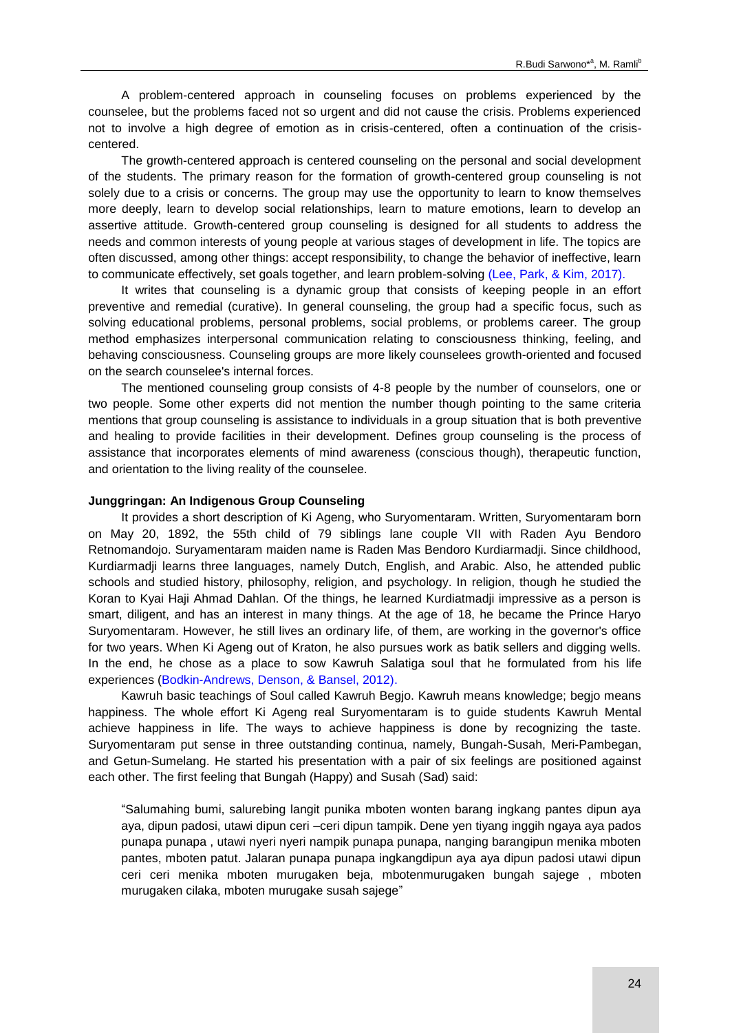A problem-centered approach in counseling focuses on problems experienced by the counselee, but the problems faced not so urgent and did not cause the crisis. Problems experienced not to involve a high degree of emotion as in crisis-centered, often a continuation of the crisis-centered.

The growth-centered approach is centered counseling on the personal and social development of the students. The primary reason for the formation of growth-centered group counseling is not solely due to a crisis or concerns. The group may use the opportunity to learn to know themselves more deeply, learn to develop social relationships, learn to mature emotions, learn to develop an assertive attitude. Growth-centered group counseling is designed for all students to address the needs and common interests of young people at various stages of development in life. The topics are often discussed, among other things: accept responsibility, to change the behavior of ineffective, learn to communicate effectively, set goals together, and learn problem-solving (Lee, Park, & Kim, 2017).

It writes that counseling is a dynamic group that consists of keeping people in an effort preventive and remedial (curative). In general counseling, the group had a specific focus, such as solving educational problems, personal problems, social problems, or problems career. The group method emphasizes interpersonal communication relating to consciousness thinking, feeling, and behaving consciousness. Counseling groups are more likely counselees growth-oriented and focused on the search counselee's internal forces.

The mentioned counseling group consists of 4-8 people by the number of counselors, one or two people. Some other experts did not mention the number though pointing to the same criteria mentions that group counseling is assistance to individuals in a group situation that is both preventive and healing to provide facilities in their development. Defines group counseling is the process of assistance that incorporates elements of mind awareness (conscious though), therapeutic function, and orientation to the living reality of the counselee.

**Junggringan: An Indigenous Group Counseling**

It provides a short description of Ki Ageng, who Suryomentaram. Written, Suryomentaram born on May 20, 1892, the 55th child of 79 siblings lane couple VII with Raden Ayu Bendoro Retnomandojo. Suryamentaram maiden name is Raden Mas Bendoro Kurdiarmadji. Since childhood, Kurdiarmadji learns three languages, namely Dutch, English, and Arabic. Also, he attended public schools and studied history, philosophy, religion, and psychology. In religion, though he studied the Koran to Kyai Haji Ahmad Dahlan. Of the things, he learned Kurdiatmadji impressive as a person is smart, diligent, and has an interest in many things. At the age of 18, he became the Prince Haryo Suryomentaram. However, he still lives an ordinary life, of them, are working in the governor's office for two years. When Ki Ageng out of Kraton, he also pursues work as batik sellers and digging wells. In the end, he chose as a place to sow Kawruh Salatiga soul that he formulated from his life experiences (Bodkin-Andrews, Denson, & Bansel, 2012).

Kawruh basic teachings of Soul called Kawruh Begjo. Kawruh means knowledge; begjo means happiness. The whole effort Ki Ageng real Suryomentaram is to guide students Kawruh Mental achieve happiness in life. The ways to achieve happiness is done by recognizing the taste. Suryomentaram put sense in three outstanding continua, namely, Bungah-Susah, Meri-Pambegan, and Getun-Sumelang. He started his presentation with a pair of six feelings are positioned against each other. The first feeling that Bungah (Happy) and Susah (Sad) said:

> "Salumahing bumi, salurebing langit punika mboten wonten barang ingkang pantes dipun aya aya, dipun padosi, utawi dipun ceri –ceri dipun tampik. Dene yen tiyang inggih ngaya aya pados punapa punapa , utawi nyeri nyeri nampik punapa punapa, nanging barangipun menika mboten pantes, mboten patut. Jalaran punapa punapa ingkangdipun aya aya dipun padosi utawi dipun ceri ceri menika mboten murugaken beja, mbotenmurugaken bungah sajege , mboten murugaken cilaka, mboten murugake susah sajege"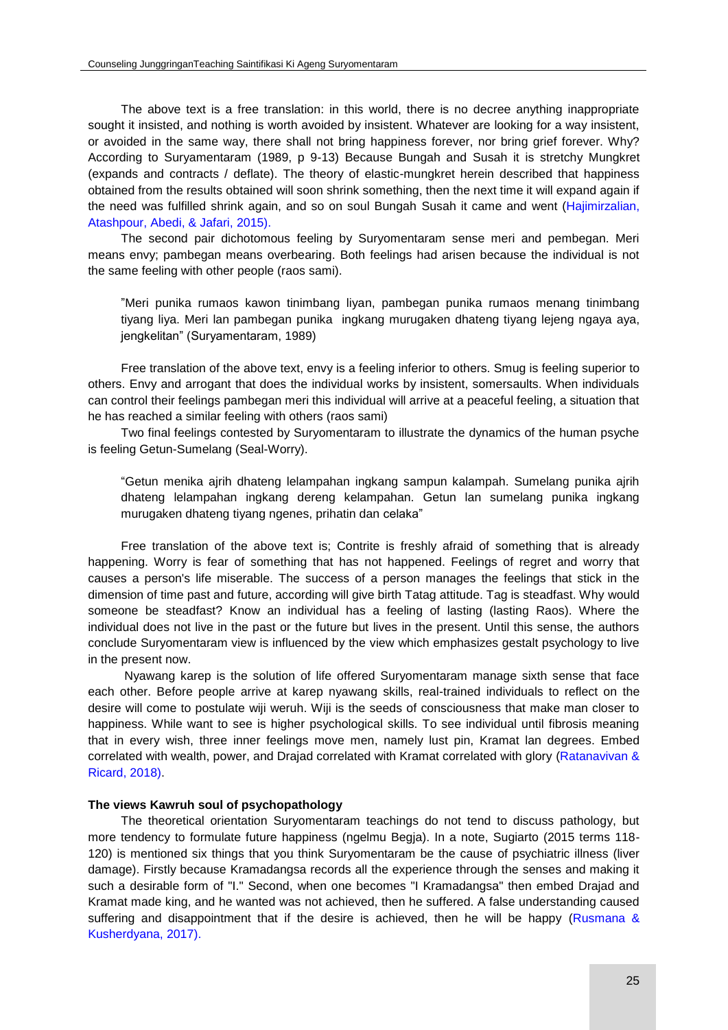The above text is a free translation: in this world, there is no decree anything inappropriate sought it insisted, and nothing is worth avoided by insistent. Whatever are looking for a way insistent, or avoided in the same way, there shall not bring happiness forever, nor bring grief forever. Why? According to Suryamentaram (1989, p 9-13) Because Bungah and Susah it is stretchy Mungkret (expands and contracts / deflate). The theory of elastic-mungkret herein described that happiness obtained from the results obtained will soon shrink something, then the next time it will expand again if the need was fulfilled shrink again, and so on soul Bungah Susah it came and went (Hajimirzalian, Atashpour, Abedi, & Jafari, 2015).

The second pair dichotomous feeling by Suryomentaram sense meri and pembegan. Meri means envy; pambegan means overbearing. Both feelings had arisen because the individual is not the same feeling with other people (raos sami).

> "Meri punika rumaos kawon tinimbang liyan, pambegan punika rumaos menang tinimbang tiyang liya. Meri lan pambegan punika ingkang murugaken dhateng tiyang lejeng ngaya aya, jengkelitan" (Suryamentaram, 1989)

Free translation of the above text, envy is a feeling inferior to others. Smug is feeling superior to others. Envy and arrogant that does the individual works by insistent, somersaults. When individuals can control their feelings pambegan meri this individual will arrive at a peaceful feeling, a situation that he has reached a similar feeling with others (raos sami)

Two final feelings contested by Suryomentaram to illustrate the dynamics of the human psyche is feeling Getun-Sumelang (Seal-Worry).

> "Getun menika ajrih dhateng lelampahan ingkang sampun kalampah. Sumelang punika ajrih dhateng lelampahan ingkang dereng kelampahan. Getun lan sumelang punika ingkang murugaken dhateng tiyang ngenes, prihatin dan celaka"

Free translation of the above text is; Contrite is freshly afraid of something that is already happening. Worry is fear of something that has not happened. Feelings of regret and worry that causes a person's life miserable. The success of a person manages the feelings that stick in the dimension of time past and future, according will give birth Tatag attitude. Tag is steadfast. Why would someone be steadfast? Know an individual has a feeling of lasting (lasting Raos). Where the individual does not live in the past or the future but lives in the present. Until this sense, the authors conclude Suryomentaram view is influenced by the view which emphasizes gestalt psychology to live in the present now.

Nyawang karep is the solution of life offered Suryomentaram manage sixth sense that face each other. Before people arrive at karep nyawang skills, real-trained individuals to reflect on the desire will come to postulate wiji weruh. Wiji is the seeds of consciousness that make man closer to happiness. While want to see is higher psychological skills. To see individual until fibrosis meaning that in every wish, three inner feelings move men, namely lust pin, Kramat lan degrees. Embed correlated with wealth, power, and Drajad correlated with Kramat correlated with glory (Ratanavivan & Ricard, 2018).

**The views Kawruh soul of psychopathology**

The theoretical orientation Suryomentaram teachings do not tend to discuss pathology, but more tendency to formulate future happiness (ngelmu Begja). In a note, Sugiarto (2015 terms 118-120) is mentioned six things that you think Suryomentaram be the cause of psychiatric illness (liver damage). Firstly because Kramadangsa records all the experience through the senses and making it such a desirable form of "I." Second, when one becomes "I Kramadangsa" then embed Drajad and Kramat made king, and he wanted was not achieved, then he suffered. A false understanding caused suffering and disappointment that if the desire is achieved, then he will be happy (Rusmana & Kusherdyana, 2017).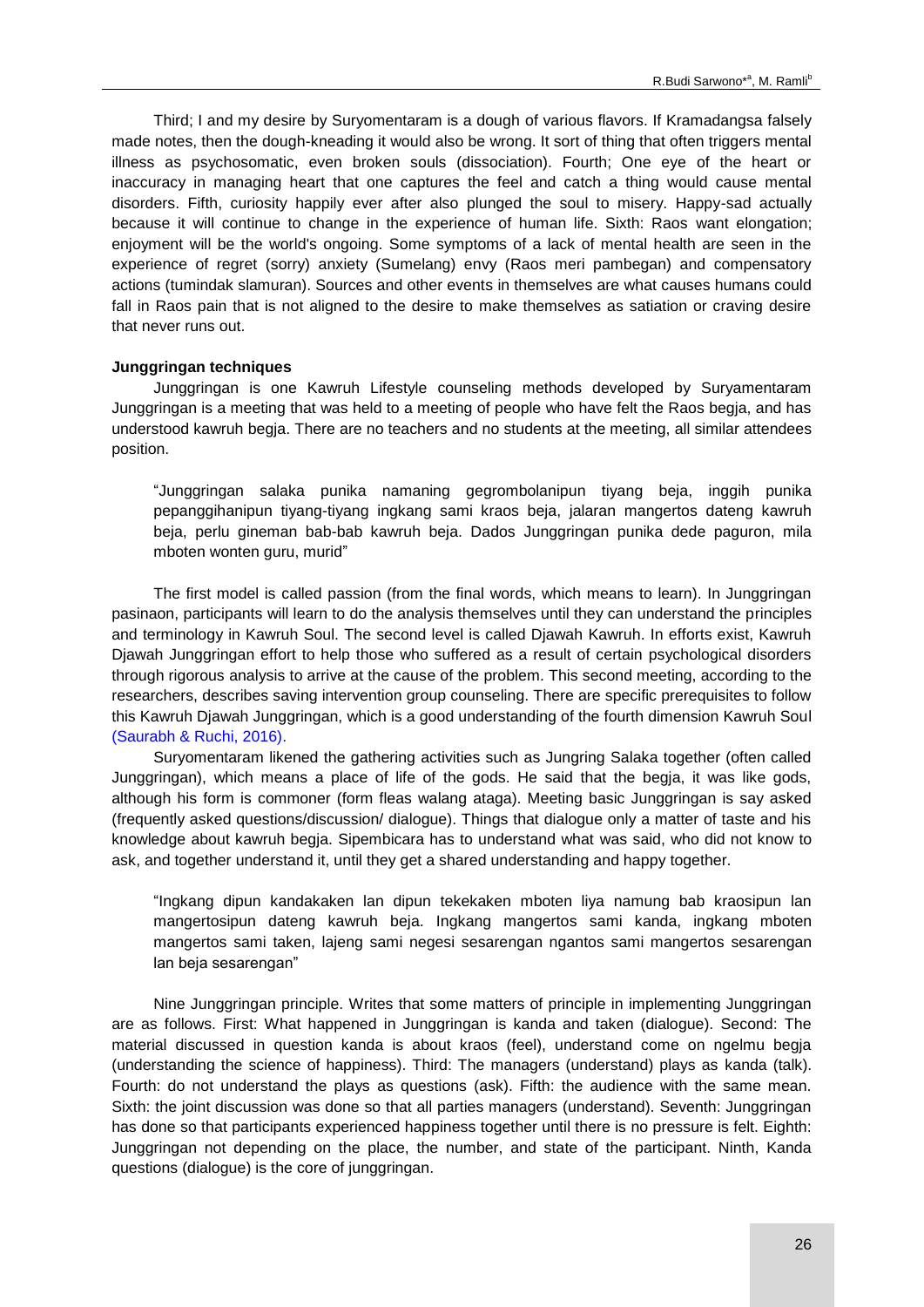Third; I and my desire by Suryomentaram is a dough of various flavors. If Kramadangsa falsely made notes, then the dough-kneading it would also be wrong. It sort of thing that often triggers mental illness as psychosomatic, even broken souls (dissociation). Fourth; One eye of the heart or inaccuracy in managing heart that one captures the feel and catch a thing would cause mental disorders. Fifth, curiosity happily ever after also plunged the soul to misery. Happy-sad actually because it will continue to change in the experience of human life. Sixth: Raos want elongation; enjoyment will be the world's ongoing. Some symptoms of a lack of mental health are seen in the experience of regret (sorry) anxiety (Sumelang) envy (Raos meri pambegan) and compensatory actions (tumindak slamuran). Sources and other events in themselves are what causes humans could fall in Raos pain that is not aligned to the desire to make themselves as satiation or craving desire that never runs out.

**Junggringan techniques**

Junggringan is one Kawruh Lifestyle counseling methods developed by Suryamentaram Junggringan is a meeting that was held to a meeting of people who have felt the Raos begja, and has understood kawruh begja. There are no teachers and no students at the meeting, all similar attendees position.

> "Junggringan salaka punika namaning gegrombolanipun tiyang beja, inggih punika pepanggihanipun tiyang-tiyang ingkang sami kraos beja, jalaran mangertos dateng kawruh beja, perlu gineman bab-bab kawruh beja. Dados Junggringan punika dede paguron, mila mboten wonten guru, murid"

The first model is called passion (from the final words, which means to learn). In Junggringan pasinaon, participants will learn to do the analysis themselves until they can understand the principles and terminology in Kawruh Soul. The second level is called Djawah Kawruh. In efforts exist, Kawruh Djawah Junggringan effort to help those who suffered as a result of certain psychological disorders through rigorous analysis to arrive at the cause of the problem. This second meeting, according to the researchers, describes saving intervention group counseling. There are specific prerequisites to follow this Kawruh Djawah Junggringan, which is a good understanding of the fourth dimension Kawruh Soul (Saurabh & Ruchi, 2016).

Suryomentaram likened the gathering activities such as Jungring Salaka together (often called Junggringan), which means a place of life of the gods. He said that the begja, it was like gods, although his form is commoner (form fleas walang ataga). Meeting basic Junggringan is say asked (frequently asked questions/discussion/ dialogue). Things that dialogue only a matter of taste and his knowledge about kawruh begja. Sipembicara has to understand what was said, who did not know to ask, and together understand it, until they get a shared understanding and happy together.

> "Ingkang dipun kandakaken lan dipun tekekaken mboten liya namung bab kraosipun lan mangertosipun dateng kawruh beja. Ingkang mangertos sami kanda, ingkang mboten mangertos sami taken, lajeng sami negesi sesarengan ngantos sami mangertos sesarengan lan beja sesarengan"

Nine Junggringan principle. Writes that some matters of principle in implementing Junggringan are as follows. First: What happened in Junggringan is kanda and taken (dialogue). Second: The material discussed in question kanda is about kraos (feel), understand come on ngelmu begja (understanding the science of happiness). Third: The managers (understand) plays as kanda (talk). Fourth: do not understand the plays as questions (ask). Fifth: the audience with the same mean. Sixth: the joint discussion was done so that all parties managers (understand). Seventh: Junggringan has done so that participants experienced happiness together until there is no pressure is felt. Eighth: Junggringan not depending on the place, the number, and state of the participant. Ninth, Kanda questions (dialogue) is the core of junggringan.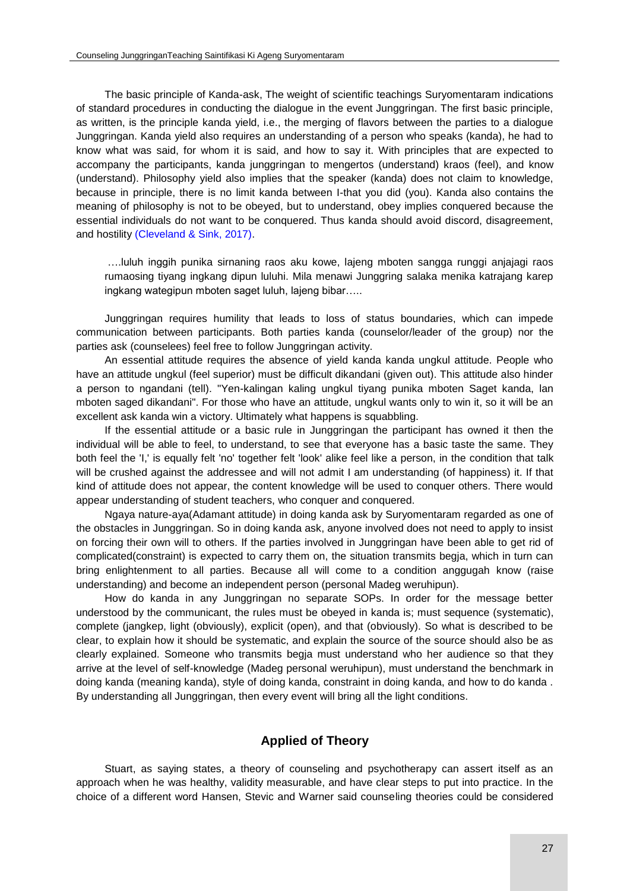The basic principle of Kanda-ask, The weight of scientific teachings Suryomentaram indications of standard procedures in conducting the dialogue in the event Junggringan. The first basic principle, as written, is the principle kanda yield, i.e., the merging of flavors between the parties to a dialogue Junggringan. Kanda yield also requires an understanding of a person who speaks (kanda), he had to know what was said, for whom it is said, and how to say it. With principles that are expected to accompany the participants, kanda junggringan to mengertos (understand) kraos (feel), and know (understand). Philosophy yield also implies that the speaker (kanda) does not claim to knowledge, because in principle, there is no limit kanda between I-that you did (you). Kanda also contains the meaning of philosophy is not to be obeyed, but to understand, obey implies conquered because the essential individuals do not want to be conquered. Thus kanda should avoid discord, disagreement, and hostility (Cleveland & Sink, 2017).

> ….luluh inggih punika sirnaning raos aku kowe, lajeng mboten sangga runggi anjajagi raos rumaosing tiyang ingkang dipun luluhi. Mila menawi Junggring salaka menika katrajang karep ingkang wategipun mboten saget luluh, lajeng bibar…..

Junggringan requires humility that leads to loss of status boundaries, which can impede communication between participants. Both parties kanda (counselor/leader of the group) nor the parties ask (counselees) feel free to follow Junggringan activity.

An essential attitude requires the absence of yield kanda kanda ungkul attitude. People who have an attitude ungkul (feel superior) must be difficult dikandani (given out). This attitude also hinder a person to ngandani (tell). "Yen-kalingan kaling ungkul tiyang punika mboten Saget kanda, lan mboten saged dikandani". For those who have an attitude, ungkul wants only to win it, so it will be an excellent ask kanda win a victory. Ultimately what happens is squabbling.

If the essential attitude or a basic rule in Junggringan the participant has owned it then the individual will be able to feel, to understand, to see that everyone has a basic taste the same. They both feel the 'I,' is equally felt 'no' together felt 'look' alike feel like a person, in the condition that talk will be crushed against the addressee and will not admit I am understanding (of happiness) it. If that kind of attitude does not appear, the content knowledge will be used to conquer others. There would appear understanding of student teachers, who conquer and conquered.

Ngaya nature-aya(Adamant attitude) in doing kanda ask by Suryomentaram regarded as one of the obstacles in Junggringan. So in doing kanda ask, anyone involved does not need to apply to insist on forcing their own will to others. If the parties involved in Junggringan have been able to get rid of complicated(constraint) is expected to carry them on, the situation transmits begja, which in turn can bring enlightenment to all parties. Because all will come to a condition anggugah know (raise understanding) and become an independent person (personal Madeg weruhipun).

How do kanda in any Junggringan no separate SOPs. In order for the message better understood by the communicant, the rules must be obeyed in kanda is; must sequence (systematic), complete (jangkep, light (obviously), explicit (open), and that (obviously). So what is described to be clear, to explain how it should be systematic, and explain the source of the source should also be as clearly explained. Someone who transmits begja must understand who her audience so that they arrive at the level of self-knowledge (Madeg personal weruhipun), must understand the benchmark in doing kanda (meaning kanda), style of doing kanda, constraint in doing kanda, and how to do kanda . By understanding all Junggringan, then every event will bring all the light conditions.

## Applied of Theory

Stuart, as saying states, a theory of counseling and psychotherapy can assert itself as an approach when he was healthy, validity measurable, and have clear steps to put into practice. In the choice of a different word Hansen, Stevic and Warner said counseling theories could be considered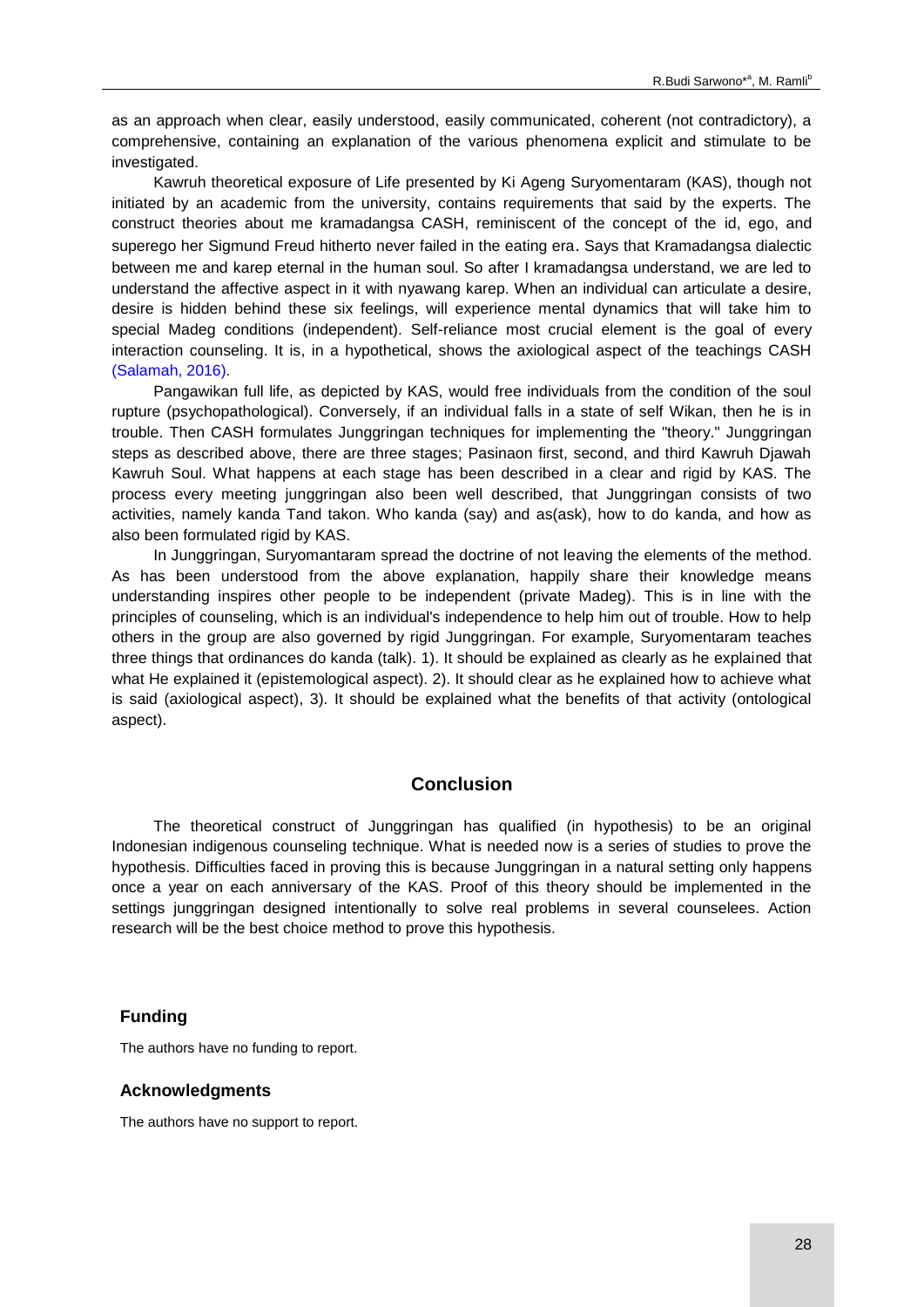as an approach when clear, easily understood, easily communicated, coherent (not contradictory), a comprehensive, containing an explanation of the various phenomena explicit and stimulate to be investigated.

Kawruh theoretical exposure of Life presented by Ki Ageng Suryomentaram (KAS), though not initiated by an academic from the university, contains requirements that said by the experts. The construct theories about me kramadangsa CASH, reminiscent of the concept of the id, ego, and superego her Sigmund Freud hitherto never failed in the eating era. Says that Kramadangsa dialectic between me and karep eternal in the human soul. So after I kramadangsa understand, we are led to understand the affective aspect in it with nyawang karep. When an individual can articulate a desire, desire is hidden behind these six feelings, will experience mental dynamics that will take him to special Madeg conditions (independent). Self-reliance most crucial element is the goal of every interaction counseling. It is, in a hypothetical, shows the axiological aspect of the teachings CASH (Salamah, 2016).

Pangawikan full life, as depicted by KAS, would free individuals from the condition of the soul rupture (psychopathological). Conversely, if an individual falls in a state of self Wikan, then he is in trouble. Then CASH formulates Junggringan techniques for implementing the "theory." Junggringan steps as described above, there are three stages; Pasinaon first, second, and third Kawruh Djawah Kawruh Soul. What happens at each stage has been described in a clear and rigid by KAS. The process every meeting junggringan also been well described, that Junggringan consists of two activities, namely kanda Tand takon. Who kanda (say) and as(ask), how to do kanda, and how as also been formulated rigid by KAS.

In Junggringan, Suryomantaram spread the doctrine of not leaving the elements of the method. As has been understood from the above explanation, happily share their knowledge means understanding inspires other people to be independent (private Madeg). This is in line with the principles of counseling, which is an individual's independence to help him out of trouble. How to help others in the group are also governed by rigid Junggringan. For example, Suryomentaram teaches three things that ordinances do kanda (talk). 1). It should be explained as clearly as he explained that what He explained it (epistemological aspect). 2). It should clear as he explained how to achieve what is said (axiological aspect), 3). It should be explained what the benefits of that activity (ontological aspect).

## Conclusion

The theoretical construct of Junggringan has qualified (in hypothesis) to be an original Indonesian indigenous counseling technique. What is needed now is a series of studies to prove the hypothesis. Difficulties faced in proving this is because Junggringan in a natural setting only happens once a year on each anniversary of the KAS. Proof of this theory should be implemented in the settings junggringan designed intentionally to solve real problems in several counselees. Action research will be the best choice method to prove this hypothesis.

### Funding

The authors have no funding to report.

### Acknowledgments

The authors have no support to report.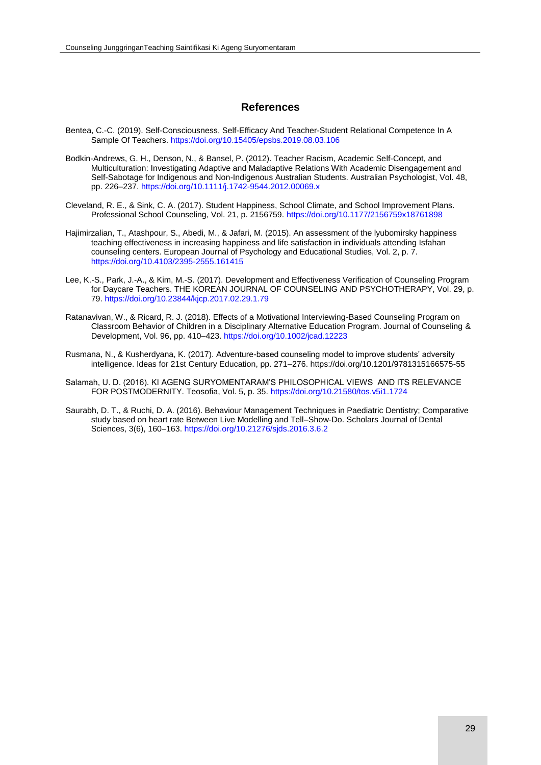## References

Bentea, C.-C. (2019). Self-Consciousness, Self-Efficacy And Teacher-Student Relational Competence In A Sample Of Teachers. https://doi.org/10.15405/epsbs.2019.08.03.106

Bodkin-Andrews, G. H., Denson, N., & Bansel, P. (2012). Teacher Racism, Academic Self-Concept, and Multiculturation: Investigating Adaptive and Maladaptive Relations With Academic Disengagement and Self-Sabotage for Indigenous and Non-Indigenous Australian Students. Australian Psychologist, Vol. 48, pp. 226–237. https://doi.org/10.1111/j.1742-9544.2012.00069.x

Cleveland, R. E., & Sink, C. A. (2017). Student Happiness, School Climate, and School Improvement Plans. Professional School Counseling, Vol. 21, p. 2156759. https://doi.org/10.1177/2156759x18761898

Hajimirzalian, T., Atashpour, S., Abedi, M., & Jafari, M. (2015). An assessment of the lyubomirsky happiness teaching effectiveness in increasing happiness and life satisfaction in individuals attending Isfahan counseling centers. European Journal of Psychology and Educational Studies, Vol. 2, p. 7. https://doi.org/10.4103/2395-2555.161415

Lee, K.-S., Park, J.-A., & Kim, M.-S. (2017). Development and Effectiveness Verification of Counseling Program for Daycare Teachers. THE KOREAN JOURNAL OF COUNSELING AND PSYCHOTHERAPY, Vol. 29, p. 79. https://doi.org/10.23844/kjcp.2017.02.29.1.79

Ratanavivan, W., & Ricard, R. J. (2018). Effects of a Motivational Interviewing-Based Counseling Program on Classroom Behavior of Children in a Disciplinary Alternative Education Program. Journal of Counseling & Development, Vol. 96, pp. 410–423. https://doi.org/10.1002/jcad.12223

Rusmana, N., & Kusherdyana, K. (2017). Adventure-based counseling model to improve students' adversity intelligence. Ideas for 21st Century Education, pp. 271–276. https://doi.org/10.1201/9781315166575-55

Salamah, U. D. (2016). KI AGENG SURYOMENTARAM'S PHILOSOPHICAL VIEWS AND ITS RELEVANCE FOR POSTMODERNITY. Teosofia, Vol. 5, p. 35. https://doi.org/10.21580/tos.v5i1.1724

Saurabh, D. T., & Ruchi, D. A. (2016). Behaviour Management Techniques in Paediatric Dentistry; Comparative study based on heart rate Between Live Modelling and Tell–Show-Do. Scholars Journal of Dental Sciences, 3(6), 160–163. https://doi.org/10.21276/sjds.2016.3.6.2